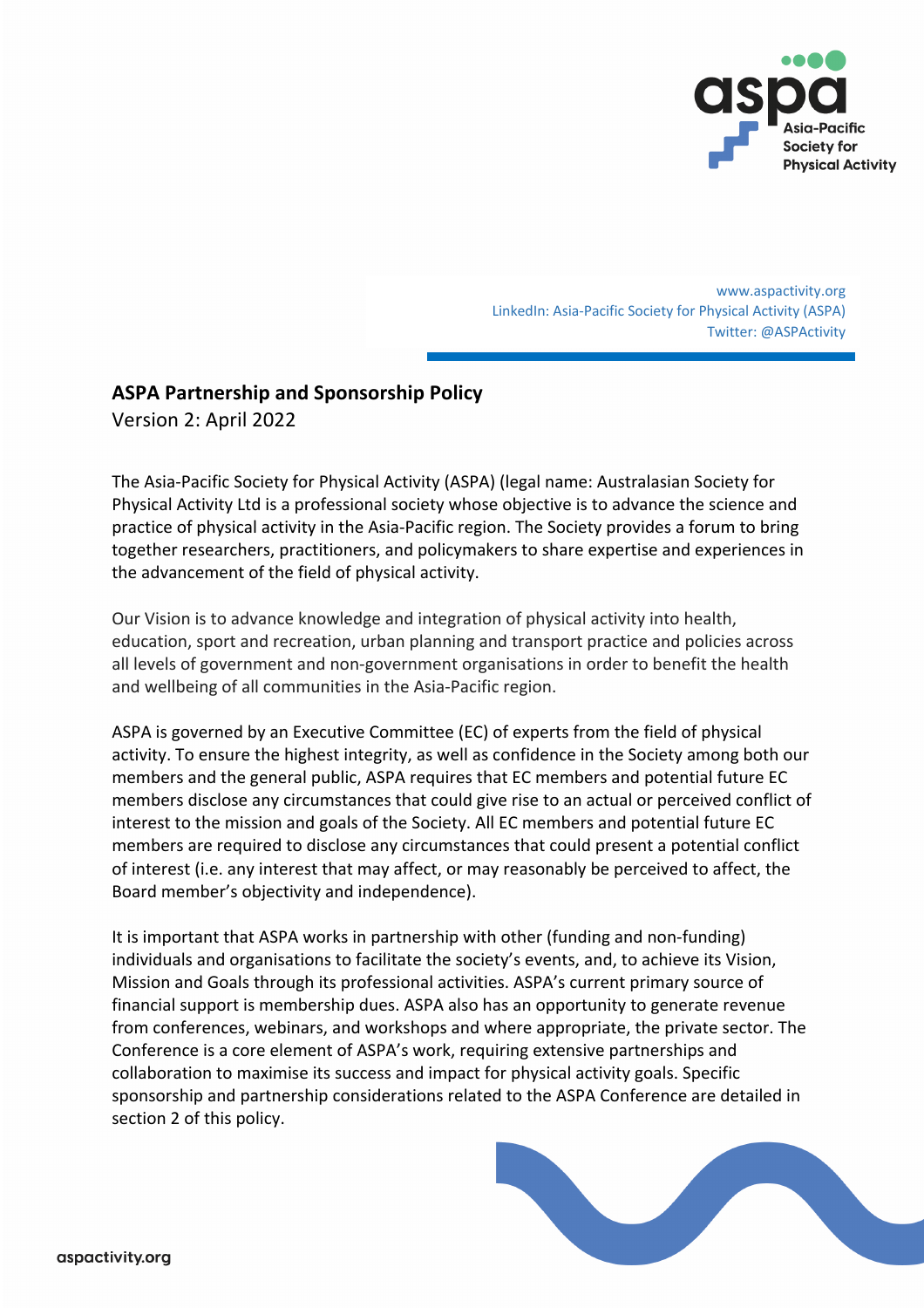www.aspactivity.org
LinkedIn: Asia-Pacific Society for Physical Activity (ASPA)
Twitter: @ASPActivity

**ASPA Partnership and Sponsorship Policy**
Version 2: April 2022

The Asia-Pacific Society for Physical Activity (ASPA) (legal name: Australasian Society for Physical Activity Ltd is a professional society whose objective is to advance the science and practice of physical activity in the Asia-Pacific region. The Society provides a forum to bring together researchers, practitioners, and policymakers to share expertise and experiences in the advancement of the field of physical activity.

Our Vision is to advance knowledge and integration of physical activity into health, education, sport and recreation, urban planning and transport practice and policies across all levels of government and non-government organisations in order to benefit the health and wellbeing of all communities in the Asia-Pacific region.

ASPA is governed by an Executive Committee (EC) of experts from the field of physical activity. To ensure the highest integrity, as well as confidence in the Society among both our members and the general public, ASPA requires that EC members and potential future EC members disclose any circumstances that could give rise to an actual or perceived conflict of interest to the mission and goals of the Society. All EC members and potential future EC members are required to disclose any circumstances that could present a potential conflict of interest (i.e. any interest that may affect, or may reasonably be perceived to affect, the Board member's objectivity and independence).

It is important that ASPA works in partnership with other (funding and non-funding) individuals and organisations to facilitate the society's events, and, to achieve its Vision, Mission and Goals through its professional activities. ASPA's current primary source of financial support is membership dues. ASPA also has an opportunity to generate revenue from conferences, webinars, and workshops and where appropriate, the private sector. The Conference is a core element of ASPA's work, requiring extensive partnerships and collaboration to maximise its success and impact for physical activity goals. Specific sponsorship and partnership considerations related to the ASPA Conference are detailed in section 2 of this policy.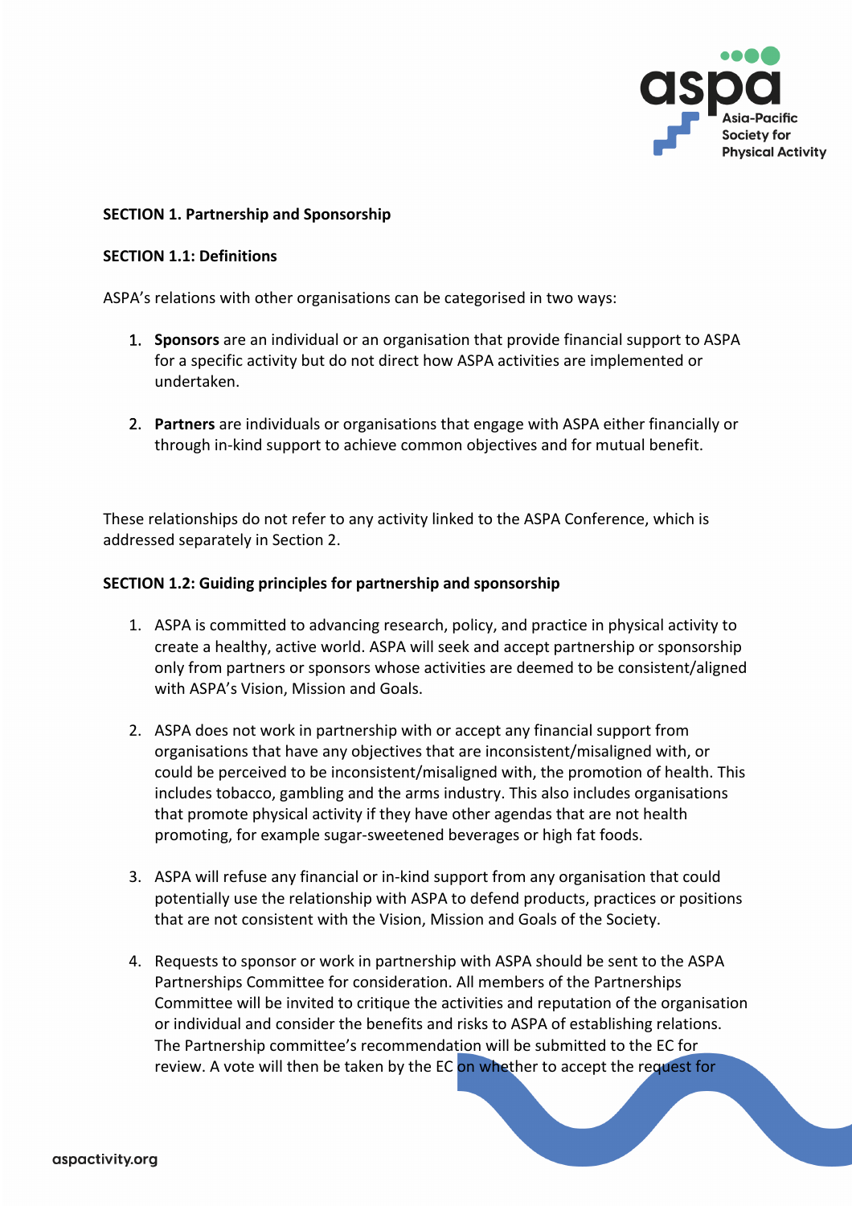**SECTION 1. Partnership and Sponsorship**

**SECTION 1.1: Definitions**

ASPA's relations with other organisations can be categorised in two ways:

1. **Sponsors** are an individual or an organisation that provide financial support to ASPA for a specific activity but do not direct how ASPA activities are implemented or undertaken.

2. **Partners** are individuals or organisations that engage with ASPA either financially or through in-kind support to achieve common objectives and for mutual benefit.

These relationships do not refer to any activity linked to the ASPA Conference, which is addressed separately in Section 2.

**SECTION 1.2: Guiding principles for partnership and sponsorship**

1. ASPA is committed to advancing research, policy, and practice in physical activity to create a healthy, active world. ASPA will seek and accept partnership or sponsorship only from partners or sponsors whose activities are deemed to be consistent/aligned with ASPA's Vision, Mission and Goals.

2. ASPA does not work in partnership with or accept any financial support from organisations that have any objectives that are inconsistent/misaligned with, or could be perceived to be inconsistent/misaligned with, the promotion of health. This includes tobacco, gambling and the arms industry. This also includes organisations that promote physical activity if they have other agendas that are not health promoting, for example sugar-sweetened beverages or high fat foods.

3. ASPA will refuse any financial or in-kind support from any organisation that could potentially use the relationship with ASPA to defend products, practices or positions that are not consistent with the Vision, Mission and Goals of the Society.

4. Requests to sponsor or work in partnership with ASPA should be sent to the ASPA Partnerships Committee for consideration. All members of the Partnerships Committee will be invited to critique the activities and reputation of the organisation or individual and consider the benefits and risks to ASPA of establishing relations. The Partnership committee's recommendation will be submitted to the EC for review. A vote will then be taken by the EC on whether to accept the request for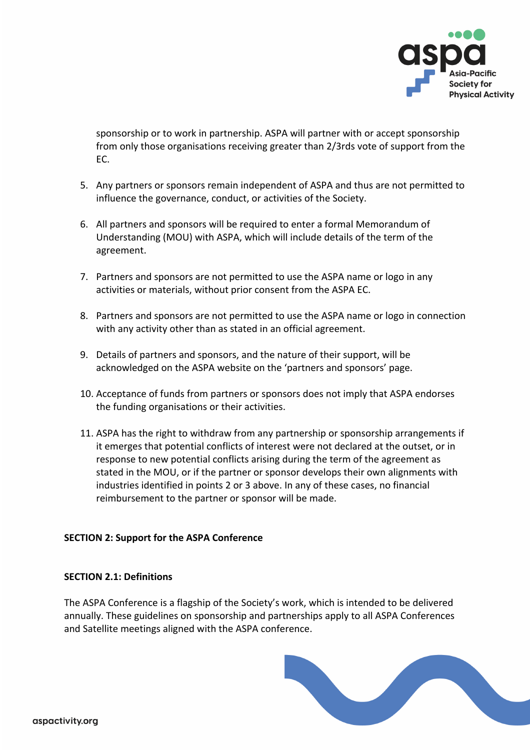sponsorship or to work in partnership. ASPA will partner with or accept sponsorship from only those organisations receiving greater than 2/3rds vote of support from the EC.

5. Any partners or sponsors remain independent of ASPA and thus are not permitted to influence the governance, conduct, or activities of the Society.

6. All partners and sponsors will be required to enter a formal Memorandum of Understanding (MOU) with ASPA, which will include details of the term of the agreement.

7. Partners and sponsors are not permitted to use the ASPA name or logo in any activities or materials, without prior consent from the ASPA EC.

8. Partners and sponsors are not permitted to use the ASPA name or logo in connection with any activity other than as stated in an official agreement.

9. Details of partners and sponsors, and the nature of their support, will be acknowledged on the ASPA website on the 'partners and sponsors' page.

10. Acceptance of funds from partners or sponsors does not imply that ASPA endorses the funding organisations or their activities.

11. ASPA has the right to withdraw from any partnership or sponsorship arrangements if it emerges that potential conflicts of interest were not declared at the outset, or in response to new potential conflicts arising during the term of the agreement as stated in the MOU, or if the partner or sponsor develops their own alignments with industries identified in points 2 or 3 above. In any of these cases, no financial reimbursement to the partner or sponsor will be made.

**SECTION 2: Support for the ASPA Conference**

**SECTION 2.1: Definitions**

The ASPA Conference is a flagship of the Society's work, which is intended to be delivered annually. These guidelines on sponsorship and partnerships apply to all ASPA Conferences and Satellite meetings aligned with the ASPA conference.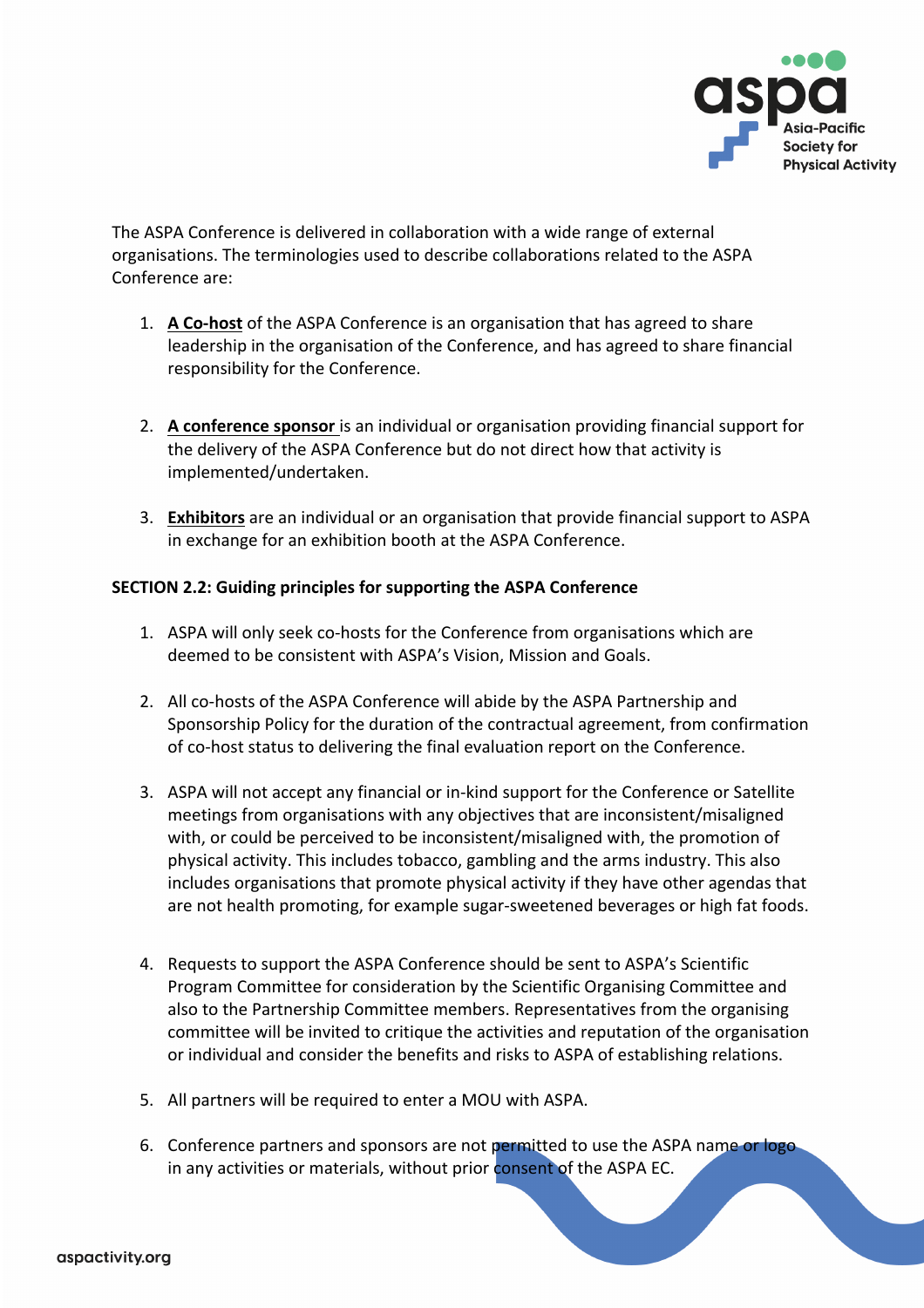The ASPA Conference is delivered in collaboration with a wide range of external organisations. The terminologies used to describe collaborations related to the ASPA Conference are:

1. **A Co-host** of the ASPA Conference is an organisation that has agreed to share leadership in the organisation of the Conference, and has agreed to share financial responsibility for the Conference.

2. **A conference sponsor** is an individual or organisation providing financial support for the delivery of the ASPA Conference but do not direct how that activity is implemented/undertaken.

3. **Exhibitors** are an individual or an organisation that provide financial support to ASPA in exchange for an exhibition booth at the ASPA Conference.

**SECTION 2.2: Guiding principles for supporting the ASPA Conference**

1. ASPA will only seek co-hosts for the Conference from organisations which are deemed to be consistent with ASPA's Vision, Mission and Goals.

2. All co-hosts of the ASPA Conference will abide by the ASPA Partnership and Sponsorship Policy for the duration of the contractual agreement, from confirmation of co-host status to delivering the final evaluation report on the Conference.

3. ASPA will not accept any financial or in-kind support for the Conference or Satellite meetings from organisations with any objectives that are inconsistent/misaligned with, or could be perceived to be inconsistent/misaligned with, the promotion of physical activity. This includes tobacco, gambling and the arms industry. This also includes organisations that promote physical activity if they have other agendas that are not health promoting, for example sugar-sweetened beverages or high fat foods.

4. Requests to support the ASPA Conference should be sent to ASPA's Scientific Program Committee for consideration by the Scientific Organising Committee and also to the Partnership Committee members. Representatives from the organising committee will be invited to critique the activities and reputation of the organisation or individual and consider the benefits and risks to ASPA of establishing relations.

5. All partners will be required to enter a MOU with ASPA.

6. Conference partners and sponsors are not permitted to use the ASPA name or logo in any activities or materials, without prior consent of the ASPA EC.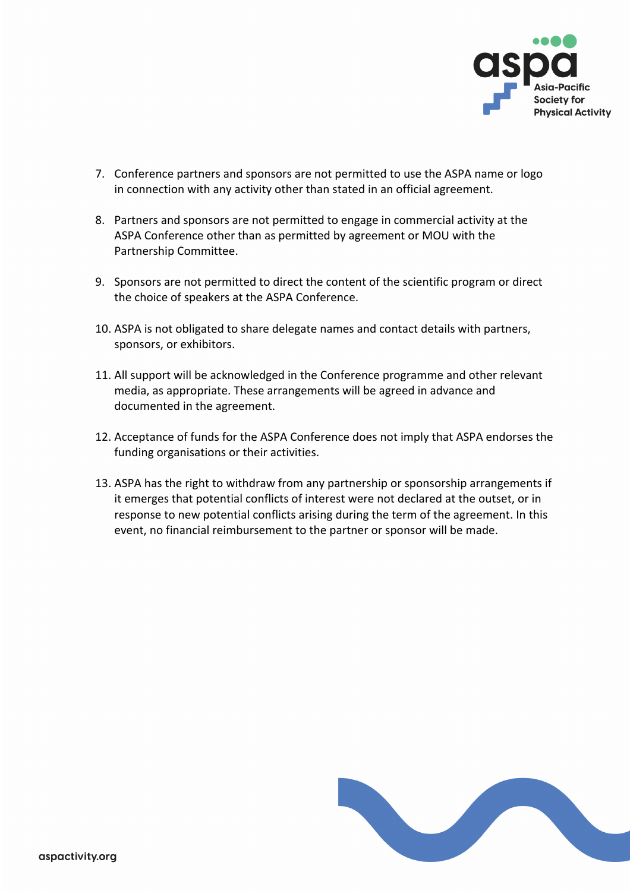7. Conference partners and sponsors are not permitted to use the ASPA name or logo in connection with any activity other than stated in an official agreement.

8. Partners and sponsors are not permitted to engage in commercial activity at the ASPA Conference other than as permitted by agreement or MOU with the Partnership Committee.

9. Sponsors are not permitted to direct the content of the scientific program or direct the choice of speakers at the ASPA Conference.

10. ASPA is not obligated to share delegate names and contact details with partners, sponsors, or exhibitors.

11. All support will be acknowledged in the Conference programme and other relevant media, as appropriate. These arrangements will be agreed in advance and documented in the agreement.

12. Acceptance of funds for the ASPA Conference does not imply that ASPA endorses the funding organisations or their activities.

13. ASPA has the right to withdraw from any partnership or sponsorship arrangements if it emerges that potential conflicts of interest were not declared at the outset, or in response to new potential conflicts arising during the term of the agreement. In this event, no financial reimbursement to the partner or sponsor will be made.